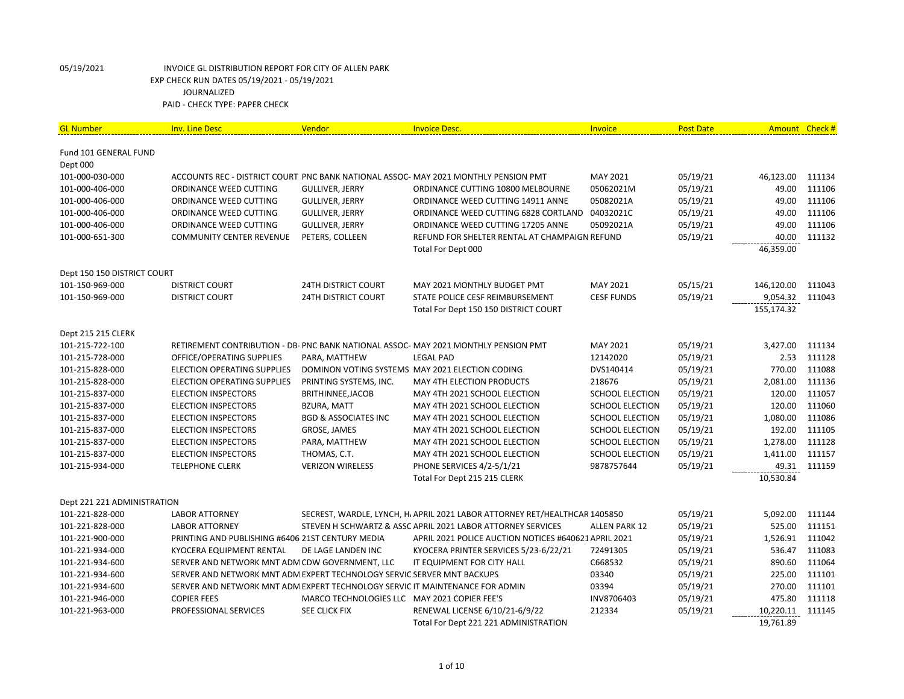05/19/2021 INVOICE GL DISTRIBUTION REPORT FOR CITY OF ALLEN PARK
EXP CHECK RUN DATES 05/19/2021 - 05/19/2021
JOURNALIZED
PAID - CHECK TYPE: PAPER CHECK

| GL Number | Inv. Line Desc | Vendor | Invoice Desc. | Invoice | Post Date | Amount | Check # |
|---|---|---|---|---|---|---|---|
| Fund 101 GENERAL FUND | | | | | | | |
| Dept 000 | | | | | | | |
| 101-000-030-000 | ACCOUNTS REC - DISTRICT COURT | PNC BANK NATIONAL ASSOC- | MAY 2021 MONTHLY PENSION PMT | MAY 2021 | 05/19/21 | 46,123.00 | 111134 |
| 101-000-406-000 | ORDINANCE WEED CUTTING | GULLIVER, JERRY | ORDINANCE CUTTING 10800 MELBOURNE | 05062021M | 05/19/21 | 49.00 | 111106 |
| 101-000-406-000 | ORDINANCE WEED CUTTING | GULLIVER, JERRY | ORDINANCE WEED CUTTING 14911 ANNE | 05082021A | 05/19/21 | 49.00 | 111106 |
| 101-000-406-000 | ORDINANCE WEED CUTTING | GULLIVER, JERRY | ORDINANCE WEED CUTTING 6828 CORTLAND | 04032021C | 05/19/21 | 49.00 | 111106 |
| 101-000-406-000 | ORDINANCE WEED CUTTING | GULLIVER, JERRY | ORDINANCE WEED CUTTING 17205 ANNE | 05092021A | 05/19/21 | 49.00 | 111106 |
| 101-000-651-300 | COMMUNITY CENTER REVENUE | PETERS, COLLEEN | REFUND FOR SHELTER RENTAL AT CHAMPAIGN | REFUND | 05/19/21 | 40.00 | 111132 |
| | | | Total For Dept 000 | | | 46,359.00 | |
| Dept 150 150 DISTRICT COURT | | | | | | | |
| 101-150-969-000 | DISTRICT COURT | 24TH DISTRICT COURT | MAY 2021 MONTHLY BUDGET PMT | MAY 2021 | 05/15/21 | 146,120.00 | 111043 |
| 101-150-969-000 | DISTRICT COURT | 24TH DISTRICT COURT | STATE POLICE CESF REIMBURSEMENT | CESF FUNDS | 05/19/21 | 9,054.32 | 111043 |
| | | | Total For Dept 150 150 DISTRICT COURT | | | 155,174.32 | |
| Dept 215 215 CLERK | | | | | | | |
| 101-215-722-100 | RETIREMENT CONTRIBUTION - DB- | PNC BANK NATIONAL ASSOC- | MAY 2021 MONTHLY PENSION PMT | MAY 2021 | 05/19/21 | 3,427.00 | 111134 |
| 101-215-728-000 | OFFICE/OPERATING SUPPLIES | PARA, MATTHEW | LEGAL PAD | 12142020 | 05/19/21 | 2.53 | 111128 |
| 101-215-828-000 | ELECTION OPERATING SUPPLIES | DOMINON VOTING SYSTEMS | MAY 2021 ELECTION CODING | DVS140414 | 05/19/21 | 770.00 | 111088 |
| 101-215-828-000 | ELECTION OPERATING SUPPLIES | PRINTING SYSTEMS, INC. | MAY 4TH ELECTION PRODUCTS | 218676 | 05/19/21 | 2,081.00 | 111136 |
| 101-215-837-000 | ELECTION INSPECTORS | BRITHINNEE,JACOB | MAY 4TH 2021 SCHOOL ELECTION | SCHOOL ELECTION | 05/19/21 | 120.00 | 111057 |
| 101-215-837-000 | ELECTION INSPECTORS | BZURA, MATT | MAY 4TH 2021 SCHOOL ELECTION | SCHOOL ELECTION | 05/19/21 | 120.00 | 111060 |
| 101-215-837-000 | ELECTION INSPECTORS | BGD & ASSOCIATES INC | MAY 4TH 2021 SCHOOL ELECTION | SCHOOL ELECTION | 05/19/21 | 1,080.00 | 111086 |
| 101-215-837-000 | ELECTION INSPECTORS | GROSE, JAMES | MAY 4TH 2021 SCHOOL ELECTION | SCHOOL ELECTION | 05/19/21 | 192.00 | 111105 |
| 101-215-837-000 | ELECTION INSPECTORS | PARA, MATTHEW | MAY 4TH 2021 SCHOOL ELECTION | SCHOOL ELECTION | 05/19/21 | 1,278.00 | 111128 |
| 101-215-837-000 | ELECTION INSPECTORS | THOMAS, C.T. | MAY 4TH 2021 SCHOOL ELECTION | SCHOOL ELECTION | 05/19/21 | 1,411.00 | 111157 |
| 101-215-934-000 | TELEPHONE CLERK | VERIZON WIRELESS | PHONE SERVICES 4/2-5/1/21 | 9878757644 | 05/19/21 | 49.31 | 111159 |
| | | | Total For Dept 215 215 CLERK | | | 10,530.84 | |
| Dept 221 221 ADMINISTRATION | | | | | | | |
| 101-221-828-000 | LABOR ATTORNEY | SECREST, WARDLE, LYNCH, H. | APRIL 2021 LABOR ATTORNEY RET/HEALTHCAR | 1405850 | 05/19/21 | 5,092.00 | 111144 |
| 101-221-828-000 | LABOR ATTORNEY | STEVEN H SCHWARTZ & ASSC | APRIL 2021 LABOR ATTORNEY SERVICES | ALLEN PARK 12 | 05/19/21 | 525.00 | 111151 |
| 101-221-900-000 | PRINTING AND PUBLISHING #6406 | 21ST CENTURY MEDIA | APRIL 2021 POLICE AUCTION NOTICES #6406 | 21 APRIL 2021 | 05/19/21 | 1,526.91 | 111042 |
| 101-221-934-000 | KYOCERA EQUIPMENT RENTAL | DE LAGE LANDEN INC | KYOCERA PRINTER SERVICES 5/23-6/22/21 | 72491305 | 05/19/21 | 536.47 | 111083 |
| 101-221-934-600 | SERVER AND NETWORK MNT ADM | CDW GOVERNMENT, LLC | IT EQUIPMENT FOR CITY HALL | C668532 | 05/19/21 | 890.60 | 111064 |
| 101-221-934-600 | SERVER AND NETWORK MNT ADM | EXPERT TECHNOLOGY SERVIC | SERVER MNT BACKUPS | 03340 | 05/19/21 | 225.00 | 111101 |
| 101-221-934-600 | SERVER AND NETWORK MNT ADM | EXPERT TECHNOLOGY SERVIC | IT MAINTENANCE FOR ADMIN | 03394 | 05/19/21 | 270.00 | 111101 |
| 101-221-946-000 | COPIER FEES | MARCO TECHNOLOGIES LLC | MAY 2021 COPIER FEE'S | INV8706403 | 05/19/21 | 475.80 | 111118 |
| 101-221-963-000 | PROFESSIONAL SERVICES | SEE CLICK FIX | RENEWAL LICENSE 6/10/21-6/9/22 | 212334 | 05/19/21 | 10,220.11 | 111145 |
| | | | Total For Dept 221 221 ADMINISTRATION | | | 19,761.89 | |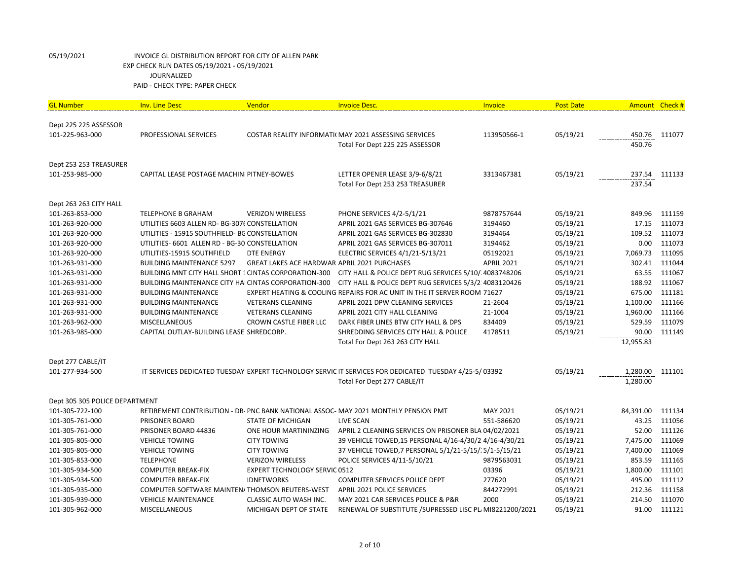05/19/2021 INVOICE GL DISTRIBUTION REPORT FOR CITY OF ALLEN PARK
EXP CHECK RUN DATES 05/19/2021 - 05/19/2021
JOURNALIZED
PAID - CHECK TYPE: PAPER CHECK

| GL Number | Inv. Line Desc | Vendor | Invoice Desc. | Invoice | Post Date | Amount | Check # |
|---|---|---|---|---|---|---|---|
| Dept 225 225 ASSESSOR | | | | | | | |
| 101-225-963-000 | PROFESSIONAL SERVICES | COSTAR REALITY INFORMATI( | MAY 2021 ASSESSING SERVICES | 113950566-1 | 05/19/21 | 450.76 | 111077 |
| | | | Total For Dept 225 225 ASSESSOR | | | 450.76 | |
| Dept 253 253 TREASURER | | | | | | | |
| 101-253-985-000 | CAPITAL LEASE POSTAGE MACHINI | PITNEY-BOWES | LETTER OPENER LEASE 3/9-6/8/21 | 3313467381 | 05/19/21 | 237.54 | 111133 |
| | | | Total For Dept 253 253 TREASURER | | | 237.54 | |
| Dept 263 263 CITY HALL | | | | | | | |
| 101-263-853-000 | TELEPHONE B GRAHAM | VERIZON WIRELESS | PHONE SERVICES 4/2-5/1/21 | 9878757644 | 05/19/21 | 849.96 | 111159 |
| 101-263-920-000 | UTILITIES 6603 ALLEN RD- BG-307( | CONSTELLATION | APRIL 2021 GAS SERVICES BG-307646 | 3194460 | 05/19/21 | 17.15 | 111073 |
| 101-263-920-000 | UTILITIES - 15915 SOUTHFIELD- BG | CONSTELLATION | APRIL 2021 GAS SERVICES BG-302830 | 3194464 | 05/19/21 | 109.52 | 111073 |
| 101-263-920-000 | UTILITIES- 6601 ALLEN RD - BG-30 | CONSTELLATION | APRIL 2021 GAS SERVICES BG-307011 | 3194462 | 05/19/21 | 0.00 | 111073 |
| 101-263-920-000 | UTILITIES-15915 SOUTHFIELD | DTE ENERGY | ELECTRIC SERVICES 4/1/21-5/13/21 | 05192021 | 05/19/21 | 7,069.73 | 111095 |
| 101-263-931-000 | BUILDING MAINTENANCE 5297 | GREAT LAKES ACE HARDWAR | APRIL 2021 PURCHASES | APRIL 2021 | 05/19/21 | 302.41 | 111044 |
| 101-263-931-000 | BUILDING MNT CITY HALL SHORT 1 | CINTAS CORPORATION-300 | CITY HALL & POLICE DEPT RUG SERVICES 5/10/ | 4083748206 | 05/19/21 | 63.55 | 111067 |
| 101-263-931-000 | BUILDING MAINTENANCE CITY HA | CINTAS CORPORATION-300 | CITY HALL & POLICE DEPT RUG SERVICES 5/3/2 | 4083120426 | 05/19/21 | 188.92 | 111067 |
| 101-263-931-000 | BUILDING MAINTENANCE | EXPERT HEATING & COOLING | REPAIRS FOR AC UNIT IN THE IT SERVER ROOM | 71627 | 05/19/21 | 675.00 | 111181 |
| 101-263-931-000 | BUILDING MAINTENANCE | VETERANS CLEANING | APRIL 2021 DPW CLEANING SERVICES | 21-2604 | 05/19/21 | 1,100.00 | 111166 |
| 101-263-931-000 | BUILDING MAINTENANCE | VETERANS CLEANING | APRIL 2021 CITY HALL CLEANING | 21-1004 | 05/19/21 | 1,960.00 | 111166 |
| 101-263-962-000 | MISCELLANEOUS | CROWN CASTLE FIBER LLC | DARK FIBER LINES BTW CITY HALL & DPS | 834409 | 05/19/21 | 529.59 | 111079 |
| 101-263-985-000 | CAPITAL OUTLAY-BUILDING LEASE | SHREDCORP. | SHREDDING SERVICES CITY HALL & POLICE | 4178511 | 05/19/21 | 90.00 | 111149 |
| | | | Total For Dept 263 263 CITY HALL | | | 12,955.83 | |
| Dept 277 CABLE/IT | | | | | | | |
| 101-277-934-500 | IT SERVICES DEDICATED TUESDAY | EXPERT TECHNOLOGY SERVIC | IT SERVICES FOR DEDICATED TUESDAY 4/25-5/ | 03392 | 05/19/21 | 1,280.00 | 111101 |
| | | | Total For Dept 277 CABLE/IT | | | 1,280.00 | |
| Dept 305 305 POLICE DEPARTMENT | | | | | | | |
| 101-305-722-100 | RETIREMENT CONTRIBUTION - DB- | PNC BANK NATIONAL ASSOC- | MAY 2021 MONTHLY PENSION PMT | MAY 2021 | 05/19/21 | 84,391.00 | 111134 |
| 101-305-761-000 | PRISONER BOARD | STATE OF MICHIGAN | LIVE SCAN | 551-586620 | 05/19/21 | 43.25 | 111056 |
| 101-305-761-000 | PRISONER BOARD 44836 | ONE HOUR MARTININZING | APRIL 2 CLEANING SERVICES ON PRISONER BLA | 04/02/2021 | 05/19/21 | 52.00 | 111126 |
| 101-305-805-000 | VEHICLE TOWING | CITY TOWING | 39 VEHICLE TOWED,15 PERSONAL 4/16-4/30/2 | 4/16-4/30/21 | 05/19/21 | 7,475.00 | 111069 |
| 101-305-805-000 | VEHICLE TOWING | CITY TOWING | 37 VEHICLE TOWED,7 PERSONAL 5/1/21-5/15/ | 5/1-5/15/21 | 05/19/21 | 7,400.00 | 111069 |
| 101-305-853-000 | TELEPHONE | VERIZON WIRELESS | POLICE SERVICES 4/11-5/10/21 | 9879563031 | 05/19/21 | 853.59 | 111165 |
| 101-305-934-500 | COMPUTER BREAK-FIX | EXPERT TECHNOLOGY SERVIC | 0512 | 03396 | 05/19/21 | 1,800.00 | 111101 |
| 101-305-934-500 | COMPUTER BREAK-FIX | IDNETWORKS | COMPUTER SERVICES POLICE DEPT | 277620 | 05/19/21 | 495.00 | 111112 |
| 101-305-935-000 | COMPUTER SOFTWARE MAINTEN/ | THOMSON REUTERS-WEST | APRIL 2021 POLICE SERVICES | 844272991 | 05/19/21 | 212.36 | 111158 |
| 101-305-939-000 | VEHICLE MAINTENANCE | CLASSIC AUTO WASH INC. | MAY 2021 CAR SERVICES POLICE & P&R | 2000 | 05/19/21 | 214.50 | 111070 |
| 101-305-962-000 | MISCELLANEOUS | MICHIGAN DEPT OF STATE | RENEWAL OF SUBSTITUTE /SUPRESSED LISC PL | MI8221200/2021 | 05/19/21 | 91.00 | 111121 |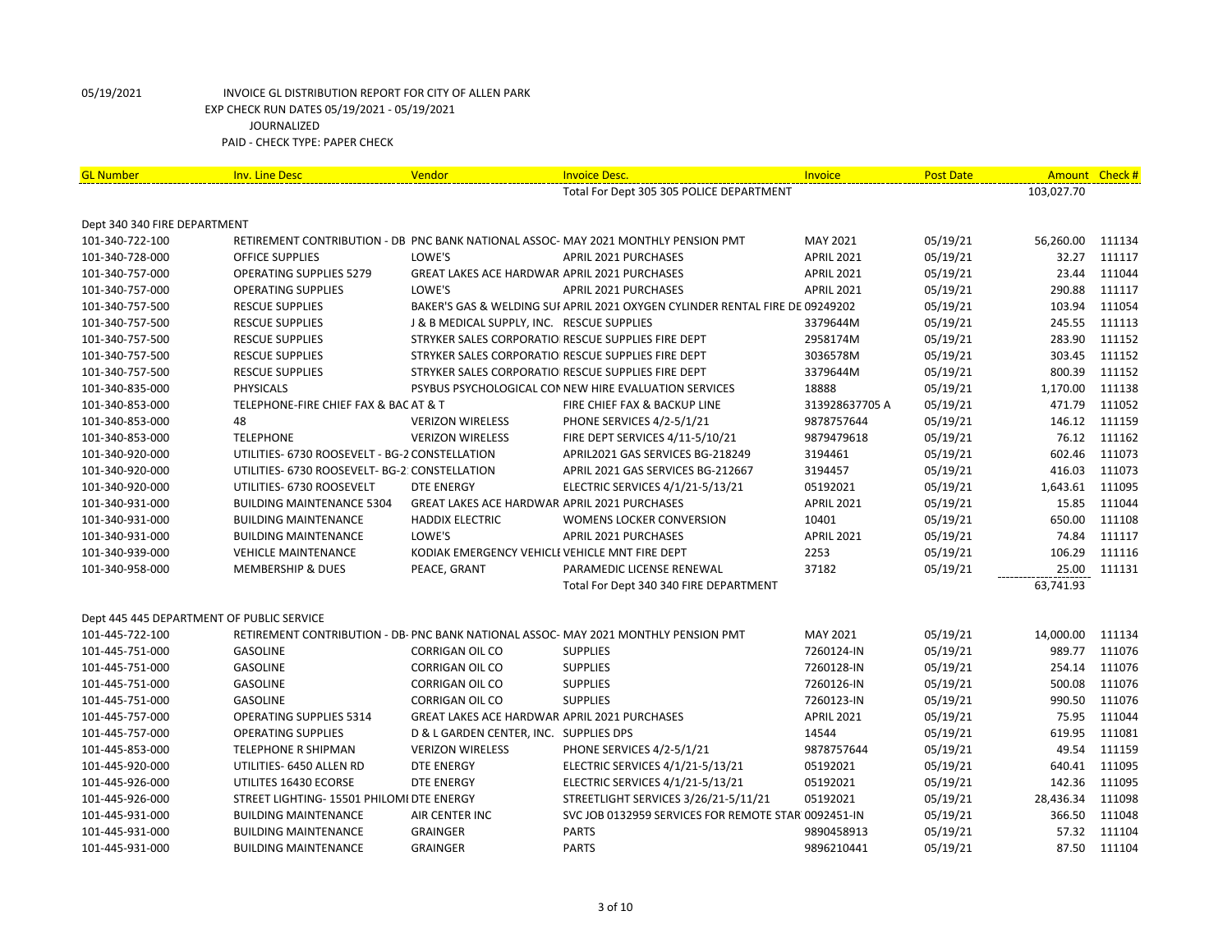05/19/2021 INVOICE GL DISTRIBUTION REPORT FOR CITY OF ALLEN PARK

EXP CHECK RUN DATES 05/19/2021 - 05/19/2021

JOURNALIZED

PAID - CHECK TYPE: PAPER CHECK

| GL Number | Inv. Line Desc | Vendor | Invoice Desc. | Invoice | Post Date | Amount | Check # |
|---|---|---|---|---|---|---|---|
| | | | Total For Dept 305 305 POLICE DEPARTMENT | | | 103,027.70 | |
| Dept 340 340 FIRE DEPARTMENT | | | | | | | |
| 101-340-722-100 | RETIREMENT CONTRIBUTION - DB | PNC BANK NATIONAL ASSOC- | MAY 2021 MONTHLY PENSION PMT | MAY 2021 | 05/19/21 | 56,260.00 | 111134 |
| 101-340-728-000 | OFFICE SUPPLIES | LOWE'S | APRIL 2021 PURCHASES | APRIL 2021 | 05/19/21 | 32.27 | 111117 |
| 101-340-757-000 | OPERATING SUPPLIES 5279 | GREAT LAKES ACE HARDWAR | APRIL 2021 PURCHASES | APRIL 2021 | 05/19/21 | 23.44 | 111044 |
| 101-340-757-000 | OPERATING SUPPLIES | LOWE'S | APRIL 2021 PURCHASES | APRIL 2021 | 05/19/21 | 290.88 | 111117 |
| 101-340-757-500 | RESCUE SUPPLIES | BAKER'S GAS & WELDING SUI | APRIL 2021 OXYGEN CYLINDER RENTAL FIRE DE | 09249202 | 05/19/21 | 103.94 | 111054 |
| 101-340-757-500 | RESCUE SUPPLIES | J & B MEDICAL SUPPLY, INC. | RESCUE SUPPLIES | 3379644M | 05/19/21 | 245.55 | 111113 |
| 101-340-757-500 | RESCUE SUPPLIES | STRYKER SALES CORPORATIO | RESCUE SUPPLIES FIRE DEPT | 2958174M | 05/19/21 | 283.90 | 111152 |
| 101-340-757-500 | RESCUE SUPPLIES | STRYKER SALES CORPORATIO | RESCUE SUPPLIES FIRE DEPT | 3036578M | 05/19/21 | 303.45 | 111152 |
| 101-340-757-500 | RESCUE SUPPLIES | STRYKER SALES CORPORATIO | RESCUE SUPPLIES FIRE DEPT | 3379644M | 05/19/21 | 800.39 | 111152 |
| 101-340-835-000 | PHYSICALS | PSYBUS PSYCHOLOGICAL CON | NEW HIRE EVALUATION SERVICES | 18888 | 05/19/21 | 1,170.00 | 111138 |
| 101-340-853-000 | TELEPHONE-FIRE CHIEF FAX & BAC | AT & T | FIRE CHIEF FAX & BACKUP LINE | 313928637705 A | 05/19/21 | 471.79 | 111052 |
| 101-340-853-000 | 48 | VERIZON WIRELESS | PHONE SERVICES 4/2-5/1/21 | 9878757644 | 05/19/21 | 146.12 | 111159 |
| 101-340-853-000 | TELEPHONE | VERIZON WIRELESS | FIRE DEPT SERVICES 4/11-5/10/21 | 9879479618 | 05/19/21 | 76.12 | 111162 |
| 101-340-920-000 | UTILITIES- 6730 ROOSEVELT - BG-2 | CONSTELLATION | APRIL2021 GAS SERVICES BG-218249 | 3194461 | 05/19/21 | 602.46 | 111073 |
| 101-340-920-000 | UTILITIES- 6730 ROOSEVELT- BG-2 | CONSTELLATION | APRIL 2021 GAS SERVICES BG-212667 | 3194457 | 05/19/21 | 416.03 | 111073 |
| 101-340-920-000 | UTILITIES- 6730 ROOSEVELT | DTE ENERGY | ELECTRIC SERVICES 4/1/21-5/13/21 | 05192021 | 05/19/21 | 1,643.61 | 111095 |
| 101-340-931-000 | BUILDING MAINTENANCE 5304 | GREAT LAKES ACE HARDWAR | APRIL 2021 PURCHASES | APRIL 2021 | 05/19/21 | 15.85 | 111044 |
| 101-340-931-000 | BUILDING MAINTENANCE | HADDIX ELECTRIC | WOMENS LOCKER CONVERSION | 10401 | 05/19/21 | 650.00 | 111108 |
| 101-340-931-000 | BUILDING MAINTENANCE | LOWE'S | APRIL 2021 PURCHASES | APRIL 2021 | 05/19/21 | 74.84 | 111117 |
| 101-340-939-000 | VEHICLE MAINTENANCE | KODIAK EMERGENCY VEHICLE | VEHICLE MNT FIRE DEPT | 2253 | 05/19/21 | 106.29 | 111116 |
| 101-340-958-000 | MEMBERSHIP & DUES | PEACE, GRANT | PARAMEDIC LICENSE RENEWAL | 37182 | 05/19/21 | 25.00 | 111131 |
| | | | Total For Dept 340 340 FIRE DEPARTMENT | | | 63,741.93 | |
| Dept 445 445 DEPARTMENT OF PUBLIC SERVICE | | | | | | | |
| 101-445-722-100 | RETIREMENT CONTRIBUTION - DB- | PNC BANK NATIONAL ASSOC- | MAY 2021 MONTHLY PENSION PMT | MAY 2021 | 05/19/21 | 14,000.00 | 111134 |
| 101-445-751-000 | GASOLINE | CORRIGAN OIL CO | SUPPLIES | 7260124-IN | 05/19/21 | 989.77 | 111076 |
| 101-445-751-000 | GASOLINE | CORRIGAN OIL CO | SUPPLIES | 7260128-IN | 05/19/21 | 254.14 | 111076 |
| 101-445-751-000 | GASOLINE | CORRIGAN OIL CO | SUPPLIES | 7260126-IN | 05/19/21 | 500.08 | 111076 |
| 101-445-751-000 | GASOLINE | CORRIGAN OIL CO | SUPPLIES | 7260123-IN | 05/19/21 | 990.50 | 111076 |
| 101-445-757-000 | OPERATING SUPPLIES 5314 | GREAT LAKES ACE HARDWAR | APRIL 2021 PURCHASES | APRIL 2021 | 05/19/21 | 75.95 | 111044 |
| 101-445-757-000 | OPERATING SUPPLIES | D & L GARDEN CENTER, INC. | SUPPLIES DPS | 14544 | 05/19/21 | 619.95 | 111081 |
| 101-445-853-000 | TELEPHONE R SHIPMAN | VERIZON WIRELESS | PHONE SERVICES 4/2-5/1/21 | 9878757644 | 05/19/21 | 49.54 | 111159 |
| 101-445-920-000 | UTILITIES- 6450 ALLEN RD | DTE ENERGY | ELECTRIC SERVICES 4/1/21-5/13/21 | 05192021 | 05/19/21 | 640.41 | 111095 |
| 101-445-926-000 | UTILITES 16430 ECORSE | DTE ENERGY | ELECTRIC SERVICES 4/1/21-5/13/21 | 05192021 | 05/19/21 | 142.36 | 111095 |
| 101-445-926-000 | STREET LIGHTING- 15501 PHILOMI | DTE ENERGY | STREETLIGHT SERVICES 3/26/21-5/11/21 | 05192021 | 05/19/21 | 28,436.34 | 111098 |
| 101-445-931-000 | BUILDING MAINTENANCE | AIR CENTER INC | SVC JOB 0132959 SERVICES FOR REMOTE STAR | 0092451-IN | 05/19/21 | 366.50 | 111048 |
| 101-445-931-000 | BUILDING MAINTENANCE | GRAINGER | PARTS | 9890458913 | 05/19/21 | 57.32 | 111104 |
| 101-445-931-000 | BUILDING MAINTENANCE | GRAINGER | PARTS | 9896210441 | 05/19/21 | 87.50 | 111104 |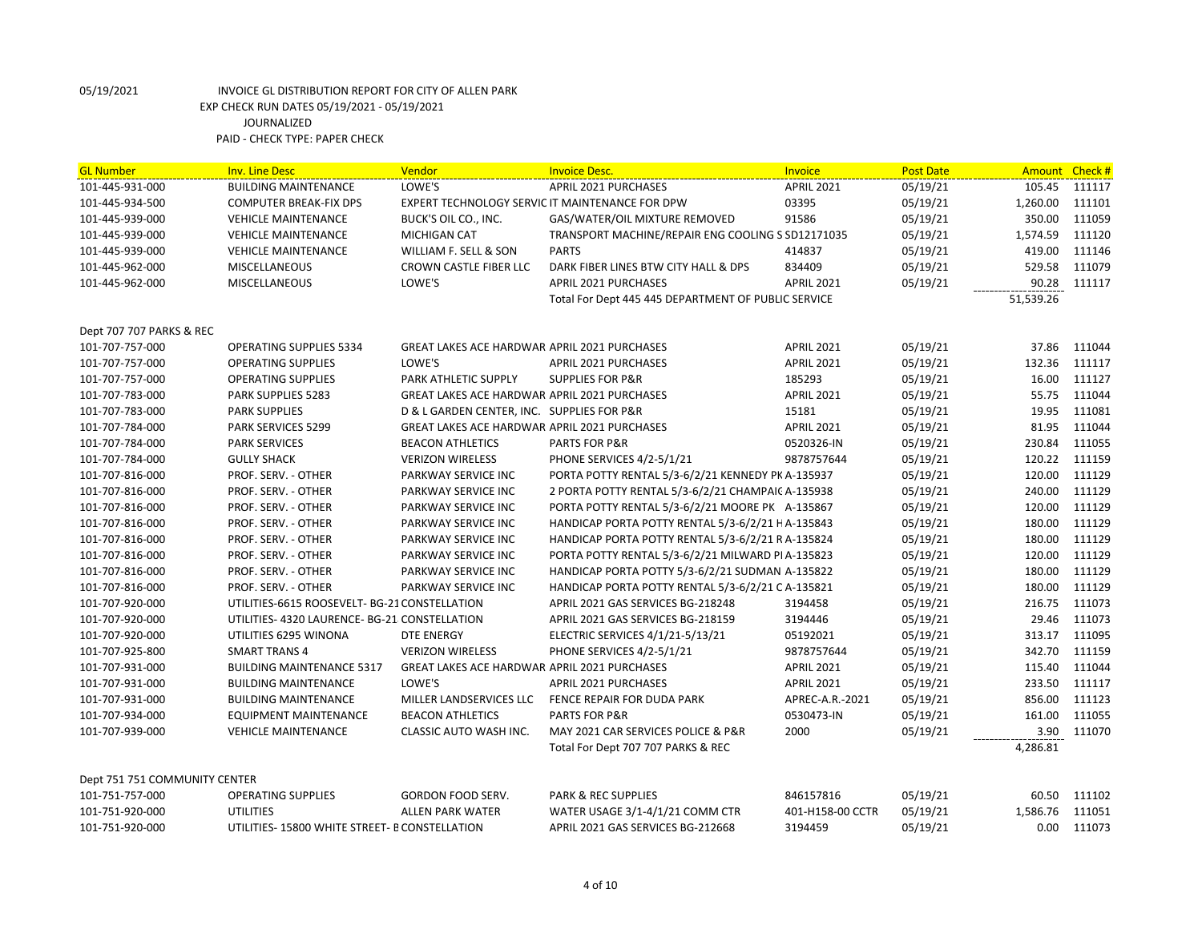05/19/2021 INVOICE GL DISTRIBUTION REPORT FOR CITY OF ALLEN PARK
EXP CHECK RUN DATES 05/19/2021 - 05/19/2021
JOURNALIZED
PAID - CHECK TYPE: PAPER CHECK

| GL Number | Inv. Line Desc | Vendor | Invoice Desc. | Invoice | Post Date | Amount | Check # |
|---|---|---|---|---|---|---|---|
| 101-445-931-000 | BUILDING MAINTENANCE | LOWE'S | APRIL 2021 PURCHASES | APRIL 2021 | 05/19/21 | 105.45 | 111117 |
| 101-445-934-500 | COMPUTER BREAK-FIX DPS | EXPERT TECHNOLOGY SERVIC | IT MAINTENANCE FOR DPW | 03395 | 05/19/21 | 1,260.00 | 111101 |
| 101-445-939-000 | VEHICLE MAINTENANCE | BUCK'S OIL CO., INC. | GAS/WATER/OIL MIXTURE REMOVED | 91586 | 05/19/21 | 350.00 | 111059 |
| 101-445-939-000 | VEHICLE MAINTENANCE | MICHIGAN CAT | TRANSPORT MACHINE/REPAIR ENG COOLING S | SD12171035 | 05/19/21 | 1,574.59 | 111120 |
| 101-445-939-000 | VEHICLE MAINTENANCE | WILLIAM F. SELL & SON | PARTS | 414837 | 05/19/21 | 419.00 | 111146 |
| 101-445-962-000 | MISCELLANEOUS | CROWN CASTLE FIBER LLC | DARK FIBER LINES BTW CITY HALL & DPS | 834409 | 05/19/21 | 529.58 | 111079 |
| 101-445-962-000 | MISCELLANEOUS | LOWE'S | APRIL 2021 PURCHASES | APRIL 2021 | 05/19/21 | 90.28 | 111117 |
| | | | Total For Dept 445 445 DEPARTMENT OF PUBLIC SERVICE | | | 51,539.26 | |
| Dept 707 707 PARKS & REC | | | | | | | |
| 101-707-757-000 | OPERATING SUPPLIES 5334 | GREAT LAKES ACE HARDWAR | APRIL 2021 PURCHASES | APRIL 2021 | 05/19/21 | 37.86 | 111044 |
| 101-707-757-000 | OPERATING SUPPLIES | LOWE'S | APRIL 2021 PURCHASES | APRIL 2021 | 05/19/21 | 132.36 | 111117 |
| 101-707-757-000 | OPERATING SUPPLIES | PARK ATHLETIC SUPPLY | SUPPLIES FOR P&R | 185293 | 05/19/21 | 16.00 | 111127 |
| 101-707-783-000 | PARK SUPPLIES 5283 | GREAT LAKES ACE HARDWAR | APRIL 2021 PURCHASES | APRIL 2021 | 05/19/21 | 55.75 | 111044 |
| 101-707-783-000 | PARK SUPPLIES | D & L GARDEN CENTER, INC. | SUPPLIES FOR P&R | 15181 | 05/19/21 | 19.95 | 111081 |
| 101-707-784-000 | PARK SERVICES 5299 | GREAT LAKES ACE HARDWAR | APRIL 2021 PURCHASES | APRIL 2021 | 05/19/21 | 81.95 | 111044 |
| 101-707-784-000 | PARK SERVICES | BEACON ATHLETICS | PARTS FOR P&R | 0520326-IN | 05/19/21 | 230.84 | 111055 |
| 101-707-784-000 | GULLY SHACK | VERIZON WIRELESS | PHONE SERVICES 4/2-5/1/21 | 9878757644 | 05/19/21 | 120.22 | 111159 |
| 101-707-816-000 | PROF. SERV. - OTHER | PARKWAY SERVICE INC | PORTA POTTY RENTAL 5/3-6/2/21 KENNEDY PK | A-135937 | 05/19/21 | 120.00 | 111129 |
| 101-707-816-000 | PROF. SERV. - OTHER | PARKWAY SERVICE INC | 2 PORTA POTTY RENTAL 5/3-6/2/21 CHAMPAIG | A-135938 | 05/19/21 | 240.00 | 111129 |
| 101-707-816-000 | PROF. SERV. - OTHER | PARKWAY SERVICE INC | PORTA POTTY RENTAL 5/3-6/2/21 MOORE PK | A-135867 | 05/19/21 | 120.00 | 111129 |
| 101-707-816-000 | PROF. SERV. - OTHER | PARKWAY SERVICE INC | HANDICAP PORTA POTTY RENTAL 5/3-6/2/21 H | A-135843 | 05/19/21 | 180.00 | 111129 |
| 101-707-816-000 | PROF. SERV. - OTHER | PARKWAY SERVICE INC | HANDICAP PORTA POTTY RENTAL 5/3-6/2/21 R | A-135824 | 05/19/21 | 180.00 | 111129 |
| 101-707-816-000 | PROF. SERV. - OTHER | PARKWAY SERVICE INC | PORTA POTTY RENTAL 5/3-6/2/21 MILWARD PI | A-135823 | 05/19/21 | 120.00 | 111129 |
| 101-707-816-000 | PROF. SERV. - OTHER | PARKWAY SERVICE INC | HANDICAP PORTA POTTY 5/3-6/2/21 SUDMAN | A-135822 | 05/19/21 | 180.00 | 111129 |
| 101-707-816-000 | PROF. SERV. - OTHER | PARKWAY SERVICE INC | HANDICAP PORTA POTTY RENTAL 5/3-6/2/21 C | A-135821 | 05/19/21 | 180.00 | 111129 |
| 101-707-920-000 | UTILITIES-6615 ROOSEVELT- BG-21 | CONSTELLATION | APRIL 2021 GAS SERVICES BG-218248 | 3194458 | 05/19/21 | 216.75 | 111073 |
| 101-707-920-000 | UTILITIES- 4320 LAURENCE- BG-21 | CONSTELLATION | APRIL 2021 GAS SERVICES BG-218159 | 3194446 | 05/19/21 | 29.46 | 111073 |
| 101-707-920-000 | UTILITIES 6295 WINONA | DTE ENERGY | ELECTRIC SERVICES 4/1/21-5/13/21 | 05192021 | 05/19/21 | 313.17 | 111095 |
| 101-707-925-800 | SMART TRANS 4 | VERIZON WIRELESS | PHONE SERVICES 4/2-5/1/21 | 9878757644 | 05/19/21 | 342.70 | 111159 |
| 101-707-931-000 | BUILDING MAINTENANCE 5317 | GREAT LAKES ACE HARDWAR | APRIL 2021 PURCHASES | APRIL 2021 | 05/19/21 | 115.40 | 111044 |
| 101-707-931-000 | BUILDING MAINTENANCE | LOWE'S | APRIL 2021 PURCHASES | APRIL 2021 | 05/19/21 | 233.50 | 111117 |
| 101-707-931-000 | BUILDING MAINTENANCE | MILLER LANDSERVICES LLC | FENCE REPAIR FOR DUDA PARK | APREC-A.R.-2021 | 05/19/21 | 856.00 | 111123 |
| 101-707-934-000 | EQUIPMENT MAINTENANCE | BEACON ATHLETICS | PARTS FOR P&R | 0530473-IN | 05/19/21 | 161.00 | 111055 |
| 101-707-939-000 | VEHICLE MAINTENANCE | CLASSIC AUTO WASH INC. | MAY 2021 CAR SERVICES POLICE & P&R | 2000 | 05/19/21 | 3.90 | 111070 |
| | | | Total For Dept 707 707 PARKS & REC | | | 4,286.81 | |
| Dept 751 751 COMMUNITY CENTER | | | | | | | |
| 101-751-757-000 | OPERATING SUPPLIES | GORDON FOOD SERV. | PARK & REC SUPPLIES | 846157816 | 05/19/21 | 60.50 | 111102 |
| 101-751-920-000 | UTILITIES | ALLEN PARK WATER | WATER USAGE 3/1-4/1/21 COMM CTR | 401-H158-00 CCTR | 05/19/21 | 1,586.76 | 111051 |
| 101-751-920-000 | UTILITIES- 15800 WHITE STREET- B | CONSTELLATION | APRIL 2021 GAS SERVICES BG-212668 | 3194459 | 05/19/21 | 0.00 | 111073 |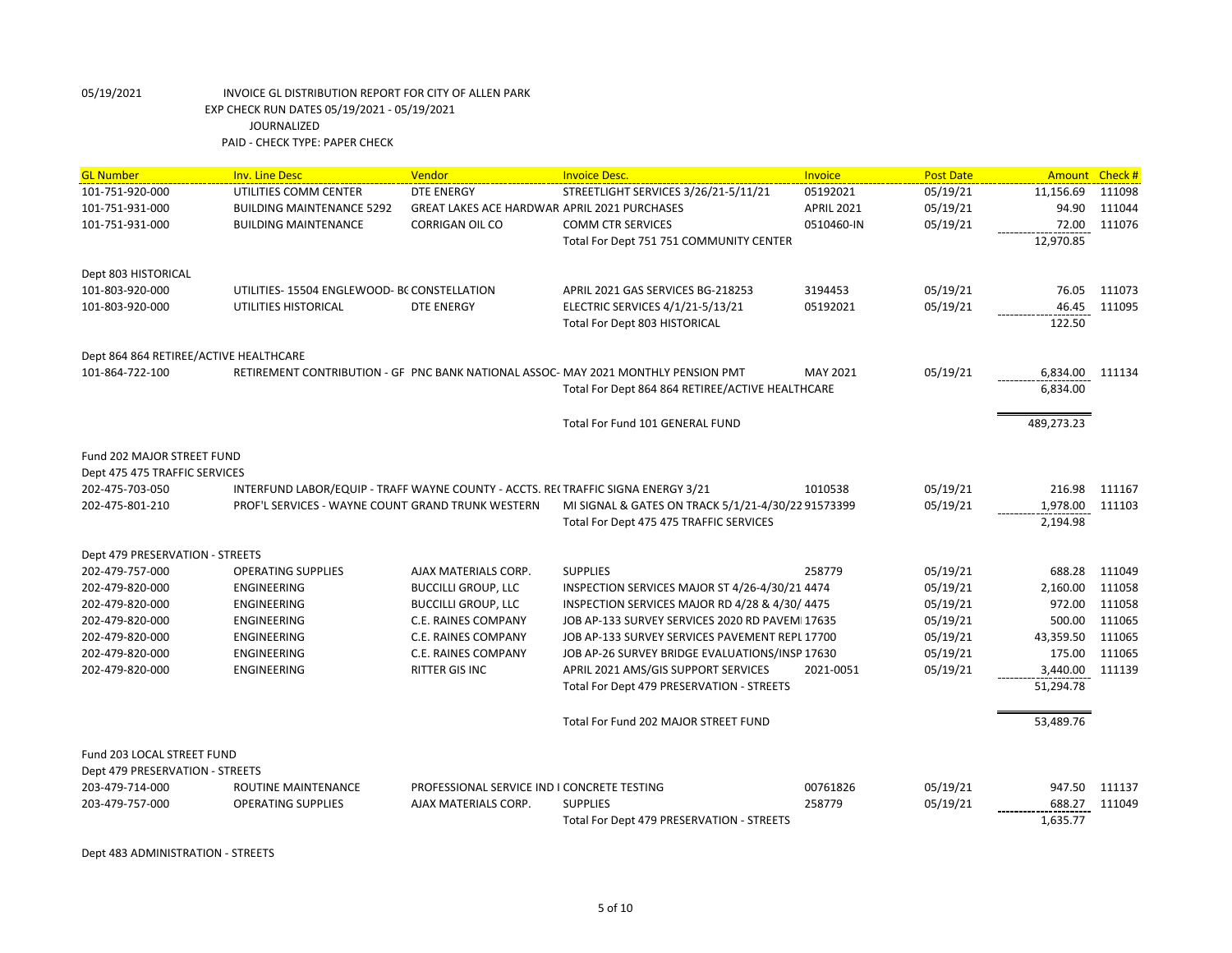05/19/2021 INVOICE GL DISTRIBUTION REPORT FOR CITY OF ALLEN PARK
EXP CHECK RUN DATES 05/19/2021 - 05/19/2021
JOURNALIZED
PAID - CHECK TYPE: PAPER CHECK

| GL Number | Inv. Line Desc | Vendor | Invoice Desc. | Invoice | Post Date | Amount | Check # |
|---|---|---|---|---|---|---|---|
| 101-751-920-000 | UTILITIES COMM CENTER | DTE ENERGY | STREETLIGHT SERVICES 3/26/21-5/11/21 | 05192021 | 05/19/21 | 11,156.69 | 111098 |
| 101-751-931-000 | BUILDING MAINTENANCE 5292 | GREAT LAKES ACE HARDWAR | APRIL 2021 PURCHASES | APRIL 2021 | 05/19/21 | 94.90 | 111044 |
| 101-751-931-000 | BUILDING MAINTENANCE | CORRIGAN OIL CO | COMM CTR SERVICES | 0510460-IN | 05/19/21 | 72.00 | 111076 |
| | | | Total For Dept 751 751 COMMUNITY CENTER | | | 12,970.85 | |
| Dept 803 HISTORICAL | | | | | | | |
| 101-803-920-000 | UTILITIES- 15504 ENGLEWOOD- BC | CONSTELLATION | APRIL 2021 GAS SERVICES BG-218253 | 3194453 | 05/19/21 | 76.05 | 111073 |
| 101-803-920-000 | UTILITIES HISTORICAL | DTE ENERGY | ELECTRIC SERVICES 4/1/21-5/13/21 | 05192021 | 05/19/21 | 46.45 | 111095 |
| | | | Total For Dept 803 HISTORICAL | | | 122.50 | |
| Dept 864 864 RETIREE/ACTIVE HEALTHCARE | | | | | | | |
| 101-864-722-100 | RETIREMENT CONTRIBUTION - GF | PNC BANK NATIONAL ASSOC- | MAY 2021 MONTHLY PENSION PMT | MAY 2021 | 05/19/21 | 6,834.00 | 111134 |
| | | | Total For Dept 864 864 RETIREE/ACTIVE HEALTHCARE | | | 6,834.00 | |
| | | | Total For Fund 101 GENERAL FUND | | | 489,273.23 | |
| Fund 202 MAJOR STREET FUND | | | | | | | |
| Dept 475 475 TRAFFIC SERVICES | | | | | | | |
| 202-475-703-050 | INTERFUND LABOR/EQUIP - TRAFF | WAYNE COUNTY - ACCTS. REC | TRAFFIC SIGNA ENERGY 3/21 | 1010538 | 05/19/21 | 216.98 | 111167 |
| 202-475-801-210 | PROF'L SERVICES - WAYNE COUNT | GRAND TRUNK WESTERN | MI SIGNAL & GATES ON TRACK 5/1/21-4/30/22 | 91573399 | 05/19/21 | 1,978.00 | 111103 |
| | | | Total For Dept 475 475 TRAFFIC SERVICES | | | 2,194.98 | |
| Dept 479 PRESERVATION - STREETS | | | | | | | |
| 202-479-757-000 | OPERATING SUPPLIES | AJAX MATERIALS CORP. | SUPPLIES | 258779 | 05/19/21 | 688.28 | 111049 |
| 202-479-820-000 | ENGINEERING | BUCCILLI GROUP, LLC | INSPECTION SERVICES MAJOR ST 4/26-4/30/21 | 4474 | 05/19/21 | 2,160.00 | 111058 |
| 202-479-820-000 | ENGINEERING | BUCCILLI GROUP, LLC | INSPECTION SERVICES MAJOR RD 4/28 & 4/30/ | 4475 | 05/19/21 | 972.00 | 111058 |
| 202-479-820-000 | ENGINEERING | C.E. RAINES COMPANY | JOB AP-133 SURVEY SERVICES 2020 RD PAVEM | 17635 | 05/19/21 | 500.00 | 111065 |
| 202-479-820-000 | ENGINEERING | C.E. RAINES COMPANY | JOB AP-133 SURVEY SERVICES PAVEMENT REPL | 17700 | 05/19/21 | 43,359.50 | 111065 |
| 202-479-820-000 | ENGINEERING | C.E. RAINES COMPANY | JOB AP-26 SURVEY BRIDGE EVALUATIONS/INSP | 17630 | 05/19/21 | 175.00 | 111065 |
| 202-479-820-000 | ENGINEERING | RITTER GIS INC | APRIL 2021 AMS/GIS SUPPORT SERVICES | 2021-0051 | 05/19/21 | 3,440.00 | 111139 |
| | | | Total For Dept 479 PRESERVATION - STREETS | | | 51,294.78 | |
| | | | Total For Fund 202 MAJOR STREET FUND | | | 53,489.76 | |
| Fund 203 LOCAL STREET FUND | | | | | | | |
| Dept 479 PRESERVATION - STREETS | | | | | | | |
| 203-479-714-000 | ROUTINE MAINTENANCE | PROFESSIONAL SERVICE IND I | CONCRETE TESTING | 00761826 | 05/19/21 | 947.50 | 111137 |
| 203-479-757-000 | OPERATING SUPPLIES | AJAX MATERIALS CORP. | SUPPLIES | 258779 | 05/19/21 | 688.27 | 111049 |
| | | | Total For Dept 479 PRESERVATION - STREETS | | | 1,635.77 | |
| Dept 483 ADMINISTRATION - STREETS | | | | | | | |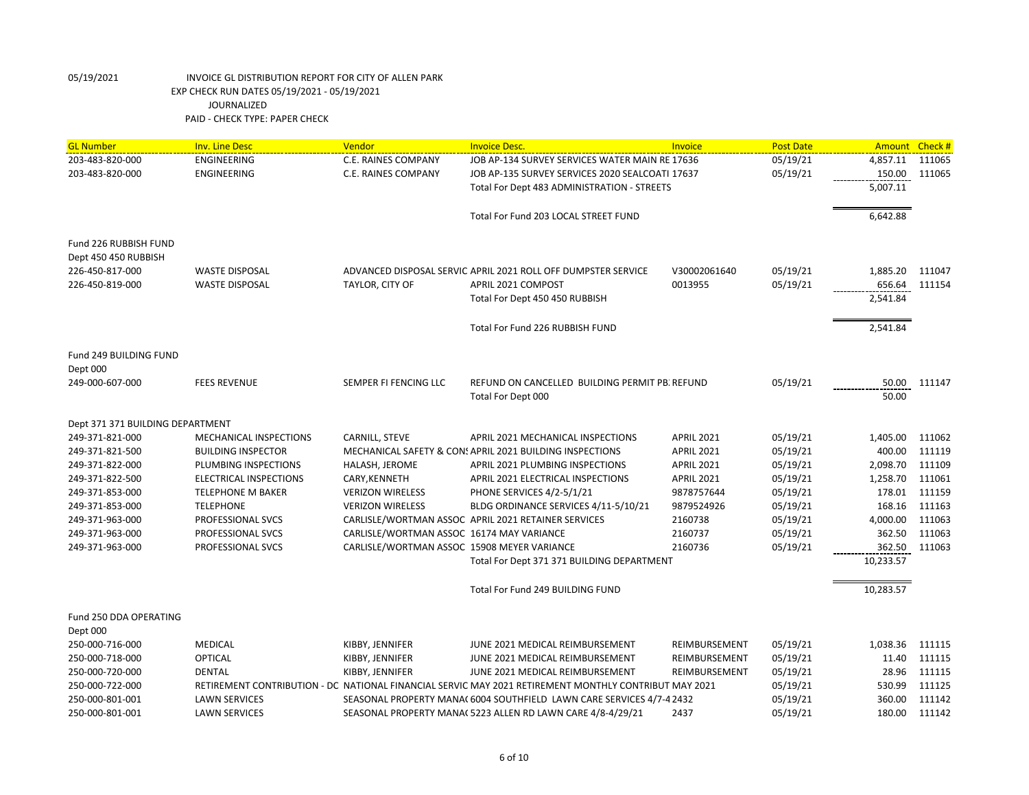05/19/2021 INVOICE GL DISTRIBUTION REPORT FOR CITY OF ALLEN PARK
EXP CHECK RUN DATES 05/19/2021 - 05/19/2021
JOURNALIZED
PAID - CHECK TYPE: PAPER CHECK

| GL Number | Inv. Line Desc | Vendor | Invoice Desc. | Invoice | Post Date | Amount | Check # |
|---|---|---|---|---|---|---|---|
| 203-483-820-000 | ENGINEERING | C.E. RAINES COMPANY | JOB AP-134 SURVEY SERVICES WATER MAIN RE 17636 | | 05/19/21 | 4,857.11 | 111065 |
| 203-483-820-000 | ENGINEERING | C.E. RAINES COMPANY | JOB AP-135 SURVEY SERVICES 2020 SEALCOATI 17637 | | 05/19/21 | 150.00 | 111065 |
| | | | Total For Dept 483 ADMINISTRATION - STREETS | | | 5,007.11 | |
| | | | Total For Fund 203 LOCAL STREET FUND | | | 6,642.88 | |
| Fund 226 RUBBISH FUND | | | | | | | |
| Dept 450 450 RUBBISH | | | | | | | |
| 226-450-817-000 | WASTE DISPOSAL | ADVANCED DISPOSAL SERVIC | APRIL 2021 ROLL OFF DUMPSTER SERVICE | V30002061640 | 05/19/21 | 1,885.20 | 111047 |
| 226-450-819-000 | WASTE DISPOSAL | TAYLOR, CITY OF | APRIL 2021 COMPOST | 0013955 | 05/19/21 | 656.64 | 111154 |
| | | | Total For Dept 450 450 RUBBISH | | | 2,541.84 | |
| | | | Total For Fund 226 RUBBISH FUND | | | 2,541.84 | |
| Fund 249 BUILDING FUND | | | | | | | |
| Dept 000 | | | | | | | |
| 249-000-607-000 | FEES REVENUE | SEMPER FI FENCING LLC | REFUND ON CANCELLED BUILDING PERMIT PB. REFUND | | 05/19/21 | 50.00 | 111147 |
| | | | Total For Dept 000 | | | 50.00 | |
| Dept 371 371 BUILDING DEPARTMENT | | | | | | | |
| 249-371-821-000 | MECHANICAL INSPECTIONS | CARNILL, STEVE | APRIL 2021 MECHANICAL INSPECTIONS | APRIL 2021 | 05/19/21 | 1,405.00 | 111062 |
| 249-371-821-500 | BUILDING INSPECTOR | MECHANICAL SAFETY & CONS | APRIL 2021 BUILDING INSPECTIONS | APRIL 2021 | 05/19/21 | 400.00 | 111119 |
| 249-371-822-000 | PLUMBING INSPECTIONS | HALASH, JEROME | APRIL 2021 PLUMBING INSPECTIONS | APRIL 2021 | 05/19/21 | 2,098.70 | 111109 |
| 249-371-822-500 | ELECTRICAL INSPECTIONS | CARY,KENNETH | APRIL 2021 ELECTRICAL INSPECTIONS | APRIL 2021 | 05/19/21 | 1,258.70 | 111061 |
| 249-371-853-000 | TELEPHONE M BAKER | VERIZON WIRELESS | PHONE SERVICES 4/2-5/1/21 | 9878757644 | 05/19/21 | 178.01 | 111159 |
| 249-371-853-000 | TELEPHONE | VERIZON WIRELESS | BLDG ORDINANCE SERVICES 4/11-5/10/21 | 9879524926 | 05/19/21 | 168.16 | 111163 |
| 249-371-963-000 | PROFESSIONAL SVCS | CARLISLE/WORTMAN ASSOC | APRIL 2021 RETAINER SERVICES | 2160738 | 05/19/21 | 4,000.00 | 111063 |
| 249-371-963-000 | PROFESSIONAL SVCS | CARLISLE/WORTMAN ASSOC | 16174 MAY VARIANCE | 2160737 | 05/19/21 | 362.50 | 111063 |
| 249-371-963-000 | PROFESSIONAL SVCS | CARLISLE/WORTMAN ASSOC | 15908 MEYER VARIANCE | 2160736 | 05/19/21 | 362.50 | 111063 |
| | | | Total For Dept 371 371 BUILDING DEPARTMENT | | | 10,233.57 | |
| | | | Total For Fund 249 BUILDING FUND | | | 10,283.57 | |
| Fund 250 DDA OPERATING | | | | | | | |
| Dept 000 | | | | | | | |
| 250-000-716-000 | MEDICAL | KIBBY, JENNIFER | JUNE 2021 MEDICAL REIMBURSEMENT | REIMBURSEMENT | 05/19/21 | 1,038.36 | 111115 |
| 250-000-718-000 | OPTICAL | KIBBY, JENNIFER | JUNE 2021 MEDICAL REIMBURSEMENT | REIMBURSEMENT | 05/19/21 | 11.40 | 111115 |
| 250-000-720-000 | DENTAL | KIBBY, JENNIFER | JUNE 2021 MEDICAL REIMBURSEMENT | REIMBURSEMENT | 05/19/21 | 28.96 | 111115 |
| 250-000-722-000 | RETIREMENT CONTRIBUTION - DC | NATIONAL FINANCIAL SERVIC | MAY 2021 RETIREMENT MONTHLY CONTRIBUT | MAY 2021 | 05/19/21 | 530.99 | 111125 |
| 250-000-801-001 | LAWN SERVICES | SEASONAL PROPERTY MANA( | 6004 SOUTHFIELD LAWN CARE SERVICES 4/7-4 | 2432 | 05/19/21 | 360.00 | 111142 |
| 250-000-801-001 | LAWN SERVICES | SEASONAL PROPERTY MANA( | 5223 ALLEN RD LAWN CARE 4/8-4/29/21 | 2437 | 05/19/21 | 180.00 | 111142 |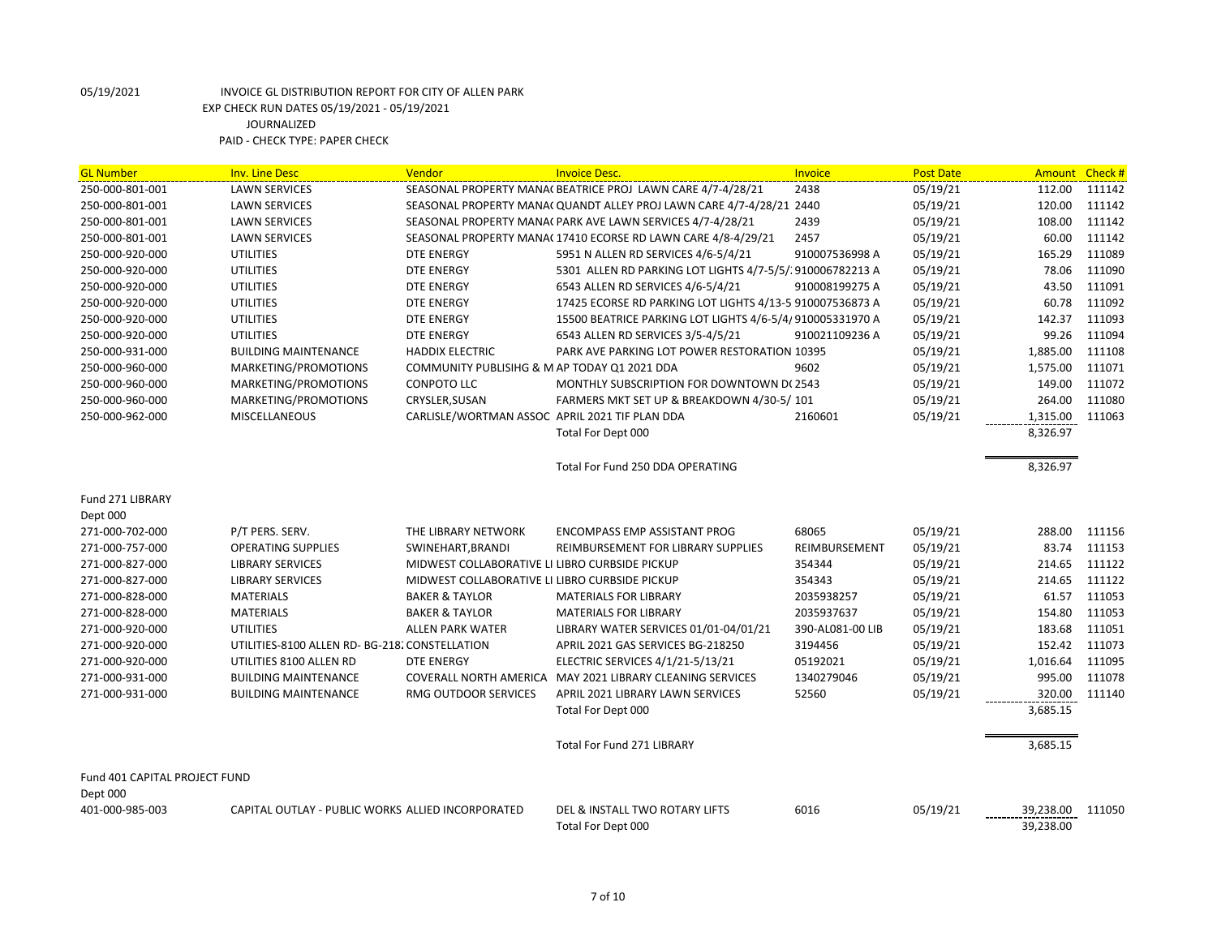05/19/2021 INVOICE GL DISTRIBUTION REPORT FOR CITY OF ALLEN PARK

EXP CHECK RUN DATES 05/19/2021 - 05/19/2021

JOURNALIZED

PAID - CHECK TYPE: PAPER CHECK

| GL Number | Inv. Line Desc | Vendor | Invoice Desc. | Invoice | Post Date | Amount | Check # |
|---|---|---|---|---|---|---|---|
| 250-000-801-001 | LAWN SERVICES | SEASONAL PROPERTY MANA( | BEATRICE PROJ LAWN CARE 4/7-4/28/21 | 2438 | 05/19/21 | 112.00 | 111142 |
| 250-000-801-001 | LAWN SERVICES | SEASONAL PROPERTY MANA( | QUANDT ALLEY PROJ LAWN CARE 4/7-4/28/21 | 2440 | 05/19/21 | 120.00 | 111142 |
| 250-000-801-001 | LAWN SERVICES | SEASONAL PROPERTY MANA( | PARK AVE LAWN SERVICES 4/7-4/28/21 | 2439 | 05/19/21 | 108.00 | 111142 |
| 250-000-801-001 | LAWN SERVICES | SEASONAL PROPERTY MANA( | 17410 ECORSE RD LAWN CARE 4/8-4/29/21 | 2457 | 05/19/21 | 60.00 | 111142 |
| 250-000-920-000 | UTILITIES | DTE ENERGY | 5951 N ALLEN RD SERVICES 4/6-5/4/21 | 910007536998 A | 05/19/21 | 165.29 | 111089 |
| 250-000-920-000 | UTILITIES | DTE ENERGY | 5301 ALLEN RD PARKING LOT LIGHTS 4/7-5/5/: | 910006782213 A | 05/19/21 | 78.06 | 111090 |
| 250-000-920-000 | UTILITIES | DTE ENERGY | 6543 ALLEN RD SERVICES 4/6-5/4/21 | 910008199275 A | 05/19/21 | 43.50 | 111091 |
| 250-000-920-000 | UTILITIES | DTE ENERGY | 17425 ECORSE RD PARKING LOT LIGHTS 4/13-5 | 910007536873 A | 05/19/21 | 60.78 | 111092 |
| 250-000-920-000 | UTILITIES | DTE ENERGY | 15500 BEATRICE PARKING LOT LIGHTS 4/6-5/4/ | 910005331970 A | 05/19/21 | 142.37 | 111093 |
| 250-000-920-000 | UTILITIES | DTE ENERGY | 6543 ALLEN RD SERVICES 3/5-4/5/21 | 910021109236 A | 05/19/21 | 99.26 | 111094 |
| 250-000-931-000 | BUILDING MAINTENANCE | HADDIX ELECTRIC | PARK AVE PARKING LOT POWER RESTORATION | 10395 | 05/19/21 | 1,885.00 | 111108 |
| 250-000-960-000 | MARKETING/PROMOTIONS | COMMUNITY PUBLISIHG & M | AP TODAY Q1 2021 DDA | 9602 | 05/19/21 | 1,575.00 | 111071 |
| 250-000-960-000 | MARKETING/PROMOTIONS | CONPOTO LLC | MONTHLY SUBSCRIPTION FOR DOWNTOWN D( | 2543 | 05/19/21 | 149.00 | 111072 |
| 250-000-960-000 | MARKETING/PROMOTIONS | CRYSLER,SUSAN | FARMERS MKT SET UP & BREAKDOWN 4/30-5/ | 101 | 05/19/21 | 264.00 | 111080 |
| 250-000-962-000 | MISCELLANEOUS | CARLISLE/WORTMAN ASSOC | APRIL 2021 TIF PLAN DDA | 2160601 | 05/19/21 | 1,315.00 | 111063 |
| | | | Total For Dept 000 | | | 8,326.97 | |
| | | | Total For Fund 250 DDA OPERATING | | | 8,326.97 | |
| Fund 271 LIBRARY | | | | | | | |
| Dept 000 | | | | | | | |
| 271-000-702-000 | P/T PERS. SERV. | THE LIBRARY NETWORK | ENCOMPASS EMP ASSISTANT PROG | 68065 | 05/19/21 | 288.00 | 111156 |
| 271-000-757-000 | OPERATING SUPPLIES | SWINEHART,BRANDI | REIMBURSEMENT FOR LIBRARY SUPPLIES | REIMBURSEMENT | 05/19/21 | 83.74 | 111153 |
| 271-000-827-000 | LIBRARY SERVICES | MIDWEST COLLABORATIVE LI | LIBRO CURBSIDE PICKUP | 354344 | 05/19/21 | 214.65 | 111122 |
| 271-000-827-000 | LIBRARY SERVICES | MIDWEST COLLABORATIVE LI | LIBRO CURBSIDE PICKUP | 354343 | 05/19/21 | 214.65 | 111122 |
| 271-000-828-000 | MATERIALS | BAKER & TAYLOR | MATERIALS FOR LIBRARY | 2035938257 | 05/19/21 | 61.57 | 111053 |
| 271-000-828-000 | MATERIALS | BAKER & TAYLOR | MATERIALS FOR LIBRARY | 2035937637 | 05/19/21 | 154.80 | 111053 |
| 271-000-920-000 | UTILITIES | ALLEN PARK WATER | LIBRARY WATER SERVICES 01/01-04/01/21 | 390-AL081-00 LIB | 05/19/21 | 183.68 | 111051 |
| 271-000-920-000 | UTILITIES-8100 ALLEN RD- BG-218: | CONSTELLATION | APRIL 2021 GAS SERVICES BG-218250 | 3194456 | 05/19/21 | 152.42 | 111073 |
| 271-000-920-000 | UTILITIES 8100 ALLEN RD | DTE ENERGY | ELECTRIC SERVICES 4/1/21-5/13/21 | 05192021 | 05/19/21 | 1,016.64 | 111095 |
| 271-000-931-000 | BUILDING MAINTENANCE | COVERALL NORTH AMERICA | MAY 2021 LIBRARY CLEANING SERVICES | 1340279046 | 05/19/21 | 995.00 | 111078 |
| 271-000-931-000 | BUILDING MAINTENANCE | RMG OUTDOOR SERVICES | APRIL 2021 LIBRARY LAWN SERVICES | 52560 | 05/19/21 | 320.00 | 111140 |
| | | | Total For Dept 000 | | | 3,685.15 | |
| | | | Total For Fund 271 LIBRARY | | | 3,685.15 | |
| Fund 401 CAPITAL PROJECT FUND | | | | | | | |
| Dept 000 | | | | | | | |
| 401-000-985-003 | CAPITAL OUTLAY - PUBLIC WORKS | ALLIED INCORPORATED | DEL & INSTALL TWO ROTARY LIFTS | 6016 | 05/19/21 | 39,238.00 | 111050 |
| | | | Total For Dept 000 | | | 39,238.00 | |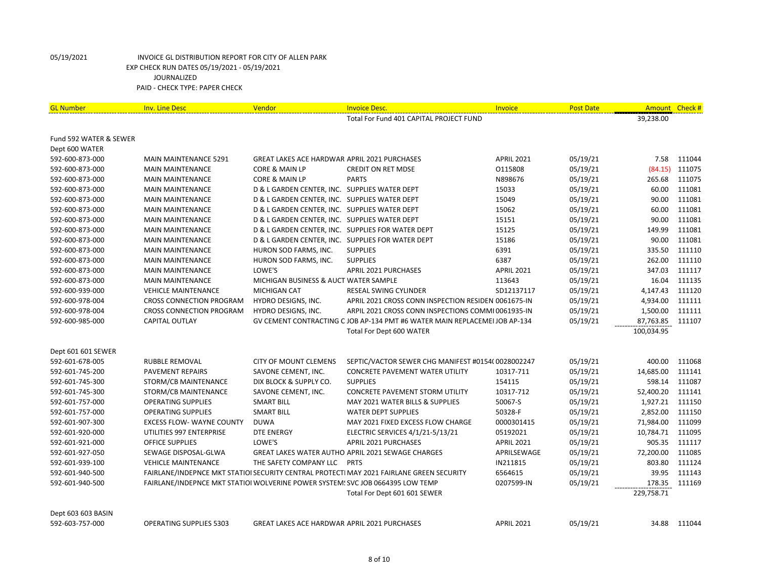05/19/2021 INVOICE GL DISTRIBUTION REPORT FOR CITY OF ALLEN PARK
EXP CHECK RUN DATES 05/19/2021 - 05/19/2021
JOURNALIZED
PAID - CHECK TYPE: PAPER CHECK

| GL Number | Inv. Line Desc | Vendor | Invoice Desc. | Invoice | Post Date | Amount | Check # |
|---|---|---|---|---|---|---|---|
| | | | Total For Fund 401 CAPITAL PROJECT FUND | | | 39,238.00 | |
| Fund 592 WATER & SEWER | | | | | | | |
| Dept 600 WATER | | | | | | | |
| 592-600-873-000 | MAIN MAINTENANCE 5291 | GREAT LAKES ACE HARDWAR | APRIL 2021 PURCHASES | APRIL 2021 | 05/19/21 | 7.58 | 111044 |
| 592-600-873-000 | MAIN MAINTENANCE | CORE & MAIN LP | CREDIT ON RET MDSE | O115808 | 05/19/21 | (84.15) | 111075 |
| 592-600-873-000 | MAIN MAINTENANCE | CORE & MAIN LP | PARTS | N898676 | 05/19/21 | 265.68 | 111075 |
| 592-600-873-000 | MAIN MAINTENANCE | D & L GARDEN CENTER, INC. | SUPPLIES WATER DEPT | 15033 | 05/19/21 | 60.00 | 111081 |
| 592-600-873-000 | MAIN MAINTENANCE | D & L GARDEN CENTER, INC. | SUPPLIES WATER DEPT | 15049 | 05/19/21 | 90.00 | 111081 |
| 592-600-873-000 | MAIN MAINTENANCE | D & L GARDEN CENTER, INC. | SUPPLIES WATER DEPT | 15062 | 05/19/21 | 60.00 | 111081 |
| 592-600-873-000 | MAIN MAINTENANCE | D & L GARDEN CENTER, INC. | SUPPLIES WATER DEPT | 15151 | 05/19/21 | 90.00 | 111081 |
| 592-600-873-000 | MAIN MAINTENANCE | D & L GARDEN CENTER, INC. | SUPPLIES FOR WATER DEPT | 15125 | 05/19/21 | 149.99 | 111081 |
| 592-600-873-000 | MAIN MAINTENANCE | D & L GARDEN CENTER, INC. | SUPPLIES FOR WATER DEPT | 15186 | 05/19/21 | 90.00 | 111081 |
| 592-600-873-000 | MAIN MAINTENANCE | HURON SOD FARMS, INC. | SUPPLIES | 6391 | 05/19/21 | 335.50 | 111110 |
| 592-600-873-000 | MAIN MAINTENANCE | HURON SOD FARMS, INC. | SUPPLIES | 6387 | 05/19/21 | 262.00 | 111110 |
| 592-600-873-000 | MAIN MAINTENANCE | LOWE'S | APRIL 2021 PURCHASES | APRIL 2021 | 05/19/21 | 347.03 | 111117 |
| 592-600-873-000 | MAIN MAINTENANCE | MICHIGAN BUSINESS & AUCT | WATER SAMPLE | 113643 | 05/19/21 | 16.04 | 111135 |
| 592-600-939-000 | VEHICLE MAINTENANCE | MICHIGAN CAT | RESEAL SWING CYLINDER | SD12137117 | 05/19/21 | 4,147.43 | 111120 |
| 592-600-978-004 | CROSS CONNECTION PROGRAM | HYDRO DESIGNS, INC. | APRIL 2021 CROSS CONN INSPECTION RESIDEN | 0061675-IN | 05/19/21 | 4,934.00 | 111111 |
| 592-600-978-004 | CROSS CONNECTION PROGRAM | HYDRO DESIGNS, INC. | ARPIL 2021 CROSS CONN INSPECTIONS COMMI | 0061935-IN | 05/19/21 | 1,500.00 | 111111 |
| 592-600-985-000 | CAPITAL OUTLAY | GV CEMENT CONTRACTING C | JOB AP-134 PMT #6 WATER MAIN REPLACEMEI | JOB AP-134 | 05/19/21 | 87,763.85 | 111107 |
| | | | Total For Dept 600 WATER | | | 100,034.95 | |
| Dept 601 601 SEWER | | | | | | | |
| 592-601-678-005 | RUBBLE REMOVAL | CITY OF MOUNT CLEMENS | SEPTIC/VACTOR SEWER CHG MANIFEST #0154( | 0028002247 | 05/19/21 | 400.00 | 111068 |
| 592-601-745-200 | PAVEMENT REPAIRS | SAVONE CEMENT, INC. | CONCRETE PAVEMENT WATER UTILITY | 10317-711 | 05/19/21 | 14,685.00 | 111141 |
| 592-601-745-300 | STORM/CB MAINTENANCE | DIX BLOCK & SUPPLY CO. | SUPPLIES | 154115 | 05/19/21 | 598.14 | 111087 |
| 592-601-745-300 | STORM/CB MAINTENANCE | SAVONE CEMENT, INC. | CONCRETE PAVEMENT STORM UTILITY | 10317-712 | 05/19/21 | 52,400.20 | 111141 |
| 592-601-757-000 | OPERATING SUPPLIES | SMART BILL | MAY 2021 WATER BILLS & SUPPLIES | 50067-S | 05/19/21 | 1,927.21 | 111150 |
| 592-601-757-000 | OPERATING SUPPLIES | SMART BILL | WATER DEPT SUPPLIES | 50328-F | 05/19/21 | 2,852.00 | 111150 |
| 592-601-907-300 | EXCESS FLOW- WAYNE COUNTY | DUWA | MAY 2021 FIXED EXCESS FLOW CHARGE | 0000301415 | 05/19/21 | 71,984.00 | 111099 |
| 592-601-920-000 | UTILITIES 997 ENTERPRISE | DTE ENERGY | ELECTRIC SERVICES 4/1/21-5/13/21 | 05192021 | 05/19/21 | 10,784.71 | 111095 |
| 592-601-921-000 | OFFICE SUPPLIES | LOWE'S | APRIL 2021 PURCHASES | APRIL 2021 | 05/19/21 | 905.35 | 111117 |
| 592-601-927-050 | SEWAGE DISPOSAL-GLWA | GREAT LAKES WATER AUTHO | APRIL 2021 SEWAGE CHARGES | APRILSEWAGE | 05/19/21 | 72,200.00 | 111085 |
| 592-601-939-100 | VEHICLE MAINTENANCE | THE SAFETY COMPANY LLC | PRTS | IN211815 | 05/19/21 | 803.80 | 111124 |
| 592-601-940-500 | FAIRLANE/INDEPNCE MKT STATIOI | SECURITY CENTRAL PROTECTI | MAY 2021 FAIRLANE GREEN SECURITY | 6564615 | 05/19/21 | 39.95 | 111143 |
| 592-601-940-500 | FAIRLANE/INDEPNCE MKT STATIOI | WOLVERINE POWER SYSTEM! | SVC JOB 0664395 LOW TEMP | 0207599-IN | 05/19/21 | 178.35 | 111169 |
| | | | Total For Dept 601 601 SEWER | | | 229,758.71 | |
| Dept 603 603 BASIN | | | | | | | |
| 592-603-757-000 | OPERATING SUPPLIES 5303 | GREAT LAKES ACE HARDWAR | APRIL 2021 PURCHASES | APRIL 2021 | 05/19/21 | 34.88 | 111044 |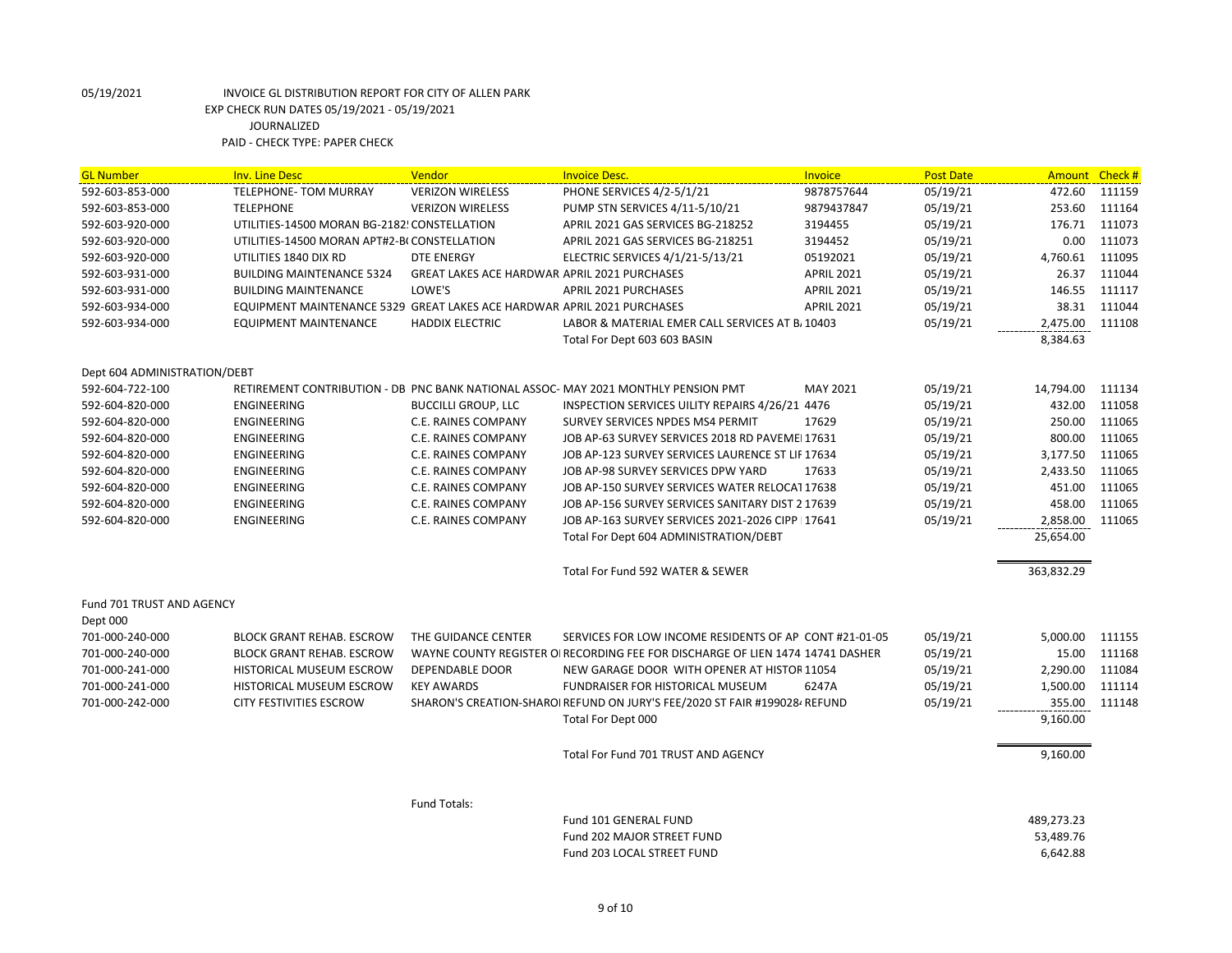05/19/2021 INVOICE GL DISTRIBUTION REPORT FOR CITY OF ALLEN PARK
EXP CHECK RUN DATES 05/19/2021 - 05/19/2021
JOURNALIZED
PAID - CHECK TYPE: PAPER CHECK

| GL Number | Inv. Line Desc | Vendor | Invoice Desc. | Invoice | Post Date | Amount | Check # |
|---|---|---|---|---|---|---|---|
| 592-603-853-000 | TELEPHONE- TOM MURRAY | VERIZON WIRELESS | PHONE SERVICES 4/2-5/1/21 | 9878757644 | 05/19/21 | 472.60 | 111159 |
| 592-603-853-000 | TELEPHONE | VERIZON WIRELESS | PUMP STN SERVICES 4/11-5/10/21 | 9879437847 | 05/19/21 | 253.60 | 111164 |
| 592-603-920-000 | UTILITIES-14500 MORAN BG-2182! | CONSTELLATION | APRIL 2021 GAS SERVICES BG-218252 | 3194455 | 05/19/21 | 176.71 | 111073 |
| 592-603-920-000 | UTILITIES-14500 MORAN APT#2-B( | CONSTELLATION | APRIL 2021 GAS SERVICES BG-218251 | 3194452 | 05/19/21 | 0.00 | 111073 |
| 592-603-920-000 | UTILITIES 1840 DIX RD | DTE ENERGY | ELECTRIC SERVICES 4/1/21-5/13/21 | 05192021 | 05/19/21 | 4,760.61 | 111095 |
| 592-603-931-000 | BUILDING MAINTENANCE 5324 | GREAT LAKES ACE HARDWAR | APRIL 2021 PURCHASES | APRIL 2021 | 05/19/21 | 26.37 | 111044 |
| 592-603-931-000 | BUILDING MAINTENANCE | LOWE'S | APRIL 2021 PURCHASES | APRIL 2021 | 05/19/21 | 146.55 | 111117 |
| 592-603-934-000 | EQUIPMENT MAINTENANCE 5329 | GREAT LAKES ACE HARDWAR | APRIL 2021 PURCHASES | APRIL 2021 | 05/19/21 | 38.31 | 111044 |
| 592-603-934-000 | EQUIPMENT MAINTENANCE | HADDIX ELECTRIC | LABOR & MATERIAL EMER CALL SERVICES AT B. | 10403 | 05/19/21 | 2,475.00 | 111108 |
| | | | Total For Dept 603 603 BASIN | | | 8,384.63 | |
| Dept 604 ADMINISTRATION/DEBT | | | | | | | |
| 592-604-722-100 | RETIREMENT CONTRIBUTION - DB | PNC BANK NATIONAL ASSOC- | MAY 2021 MONTHLY PENSION PMT | MAY 2021 | 05/19/21 | 14,794.00 | 111134 |
| 592-604-820-000 | ENGINEERING | BUCCILLI GROUP, LLC | INSPECTION SERVICES UILITY REPAIRS 4/26/21 | 4476 | 05/19/21 | 432.00 | 111058 |
| 592-604-820-000 | ENGINEERING | C.E. RAINES COMPANY | SURVEY SERVICES NPDES MS4 PERMIT | 17629 | 05/19/21 | 250.00 | 111065 |
| 592-604-820-000 | ENGINEERING | C.E. RAINES COMPANY | JOB AP-63 SURVEY SERVICES 2018 RD PAVEME | 17631 | 05/19/21 | 800.00 | 111065 |
| 592-604-820-000 | ENGINEERING | C.E. RAINES COMPANY | JOB AP-123 SURVEY SERVICES LAURENCE ST LIF | 17634 | 05/19/21 | 3,177.50 | 111065 |
| 592-604-820-000 | ENGINEERING | C.E. RAINES COMPANY | JOB AP-98 SURVEY SERVICES DPW YARD | 17633 | 05/19/21 | 2,433.50 | 111065 |
| 592-604-820-000 | ENGINEERING | C.E. RAINES COMPANY | JOB AP-150 SURVEY SERVICES WATER RELOCAT | 17638 | 05/19/21 | 451.00 | 111065 |
| 592-604-820-000 | ENGINEERING | C.E. RAINES COMPANY | JOB AP-156 SURVEY SERVICES SANITARY DIST 2 | 17639 | 05/19/21 | 458.00 | 111065 |
| 592-604-820-000 | ENGINEERING | C.E. RAINES COMPANY | JOB AP-163 SURVEY SERVICES 2021-2026 CIPP | 17641 | 05/19/21 | 2,858.00 | 111065 |
| | | | Total For Dept 604 ADMINISTRATION/DEBT | | | 25,654.00 | |
| | | | Total For Fund 592 WATER & SEWER | | | 363,832.29 | |
| Fund 701 TRUST AND AGENCY | | | | | | | |
| Dept 000 | | | | | | | |
| 701-000-240-000 | BLOCK GRANT REHAB. ESCROW | THE GUIDANCE CENTER | SERVICES FOR LOW INCOME RESIDENTS OF AP | CONT #21-01-05 | 05/19/21 | 5,000.00 | 111155 |
| 701-000-240-000 | BLOCK GRANT REHAB. ESCROW | WAYNE COUNTY REGISTER OI | RECORDING FEE FOR DISCHARGE OF LIEN 1474 | 14741 DASHER | 05/19/21 | 15.00 | 111168 |
| 701-000-241-000 | HISTORICAL MUSEUM ESCROW | DEPENDABLE DOOR | NEW GARAGE DOOR WITH OPENER AT HISTOR | 11054 | 05/19/21 | 2,290.00 | 111084 |
| 701-000-241-000 | HISTORICAL MUSEUM ESCROW | KEY AWARDS | FUNDRAISER FOR HISTORICAL MUSEUM | 6247A | 05/19/21 | 1,500.00 | 111114 |
| 701-000-242-000 | CITY FESTIVITIES ESCROW | SHARON'S CREATION-SHARO | REFUND ON JURY'S FEE/2020 ST FAIR #199028 | REFUND | 05/19/21 | 355.00 | 111148 |
| | | | Total For Dept 000 | | | 9,160.00 | |
| | | | Total For Fund 701 TRUST AND AGENCY | | | 9,160.00 | |

Fund Totals:

| | |
|---|---|
| Fund 101 GENERAL FUND | 489,273.23 |
| Fund 202 MAJOR STREET FUND | 53,489.76 |
| Fund 203 LOCAL STREET FUND | 6,642.88 |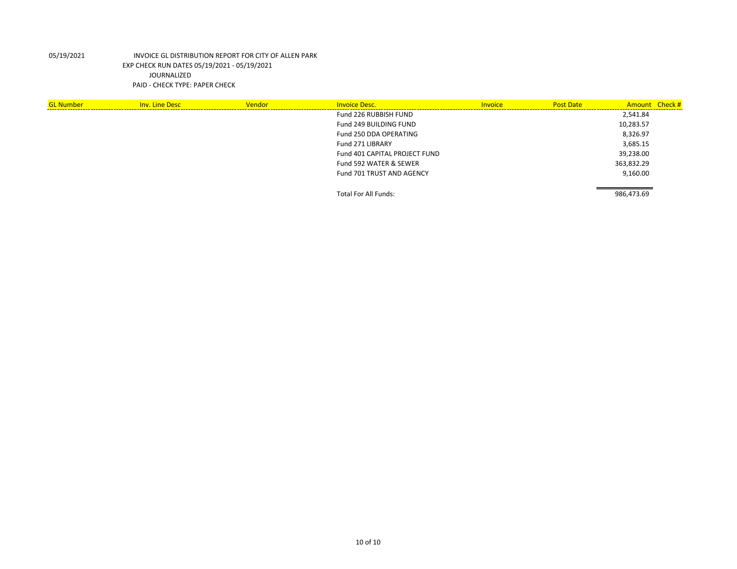05/19/2021 INVOICE GL DISTRIBUTION REPORT FOR CITY OF ALLEN PARK

EXP CHECK RUN DATES 05/19/2021 - 05/19/2021

JOURNALIZED

PAID - CHECK TYPE: PAPER CHECK

| GL Number | Inv. Line Desc | Vendor | Invoice Desc. | Invoice | Post Date | Amount | Check # |
|---|---|---|---|---|---|---|---|
| | | | Fund 226 RUBBISH FUND | | | 2,541.84 | |
| | | | Fund 249 BUILDING FUND | | | 10,283.57 | |
| | | | Fund 250 DDA OPERATING | | | 8,326.97 | |
| | | | Fund 271 LIBRARY | | | 3,685.15 | |
| | | | Fund 401 CAPITAL PROJECT FUND | | | 39,238.00 | |
| | | | Fund 592 WATER & SEWER | | | 363,832.29 | |
| | | | Fund 701 TRUST AND AGENCY | | | 9,160.00 | |
| | | | Total For All Funds: | | | 986,473.69 | |